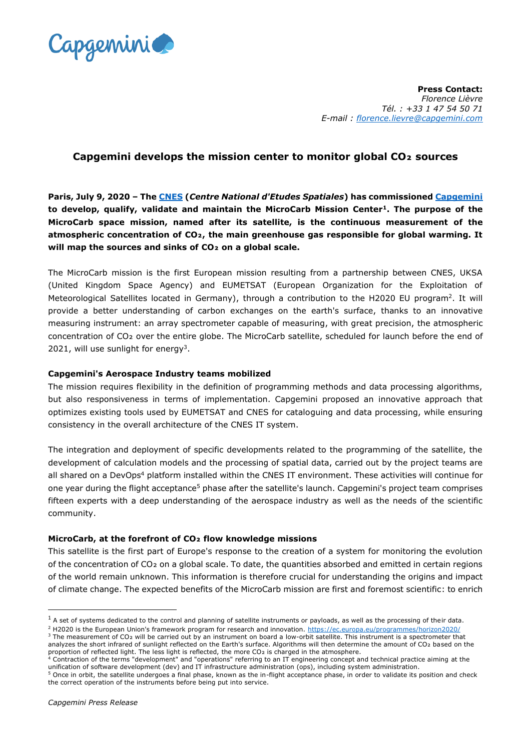**Press Contact:**
*Florence Lièvre*
*Tél. : +33 1 47 54 50 71*
*E-mail : [florence.lievre@capgemini.com](mailto:florence.lievre@capgemini.com)*

# Capgemini develops the mission center to monitor global $CO_2$ sources

**Paris, July 9, 2020 – The [CNES](#) (*Centre National d'Etudes Spatiales*) has commissioned [Capgemini](#) to develop, qualify, validate and maintain the MicroCarb Mission Center[1]. The purpose of the MicroCarb space mission, named after its satellite, is the continuous measurement of the atmospheric concentration of $CO_2$, the main greenhouse gas responsible for global warming. It will map the sources and sinks of $CO_2$ on a global scale.**

The MicroCarb mission is the first European mission resulting from a partnership between CNES, UKSA (United Kingdom Space Agency) and EUMETSAT (European Organization for the Exploitation of Meteorological Satellites located in Germany), through a contribution to the H2020 EU program[2]. It will provide a better understanding of carbon exchanges on the earth's surface, thanks to an innovative measuring instrument: an array spectrometer capable of measuring, with great precision, the atmospheric concentration of $CO_2$ over the entire globe. The MicroCarb satellite, scheduled for launch before the end of 2021, will use sunlight for energy[3].

### Capgemini's Aerospace Industry teams mobilized

The mission requires flexibility in the definition of programming methods and data processing algorithms, but also responsiveness in terms of implementation. Capgemini proposed an innovative approach that optimizes existing tools used by EUMETSAT and CNES for cataloguing and data processing, while ensuring consistency in the overall architecture of the CNES IT system.

The integration and deployment of specific developments related to the programming of the satellite, the development of calculation models and the processing of spatial data, carried out by the project teams are all shared on a DevOps[4] platform installed within the CNES IT environment. These activities will continue for one year during the flight acceptance[5] phase after the satellite's launch. Capgemini's project team comprises fifteen experts with a deep understanding of the aerospace industry as well as the needs of the scientific community.

### MicroCarb, at the forefront of $CO_2$ flow knowledge missions

This satellite is the first part of Europe's response to the creation of a system for monitoring the evolution of the concentration of $CO_2$ on a global scale. To date, the quantities absorbed and emitted in certain regions of the world remain unknown. This information is therefore crucial for understanding the origins and impact of climate change. The expected benefits of the MicroCarb mission are first and foremost scientific: to enrich

---

[1] A set of systems dedicated to the control and planning of satellite instruments or payloads, as well as the processing of their data.

[2] H2020 is the European Union's framework program for research and innovation. https://ec.europa.eu/programmes/horizon2020/

[3] The measurement of $CO_2$ will be carried out by an instrument on board a low-orbit satellite. This instrument is a spectrometer that analyzes the short infrared of sunlight reflected on the Earth's surface. Algorithms will then determine the amount of $CO_2$ based on the proportion of reflected light. The less light is reflected, the more $CO_2$ is charged in the atmosphere.

[4] Contraction of the terms "development" and "operations" referring to an IT engineering concept and technical practice aiming at the unification of software development (dev) and IT infrastructure administration (ops), including system administration.

[5] Once in orbit, the satellite undergoes a final phase, known as the in-flight acceptance phase, in order to validate its position and check the correct operation of the instruments before being put into service.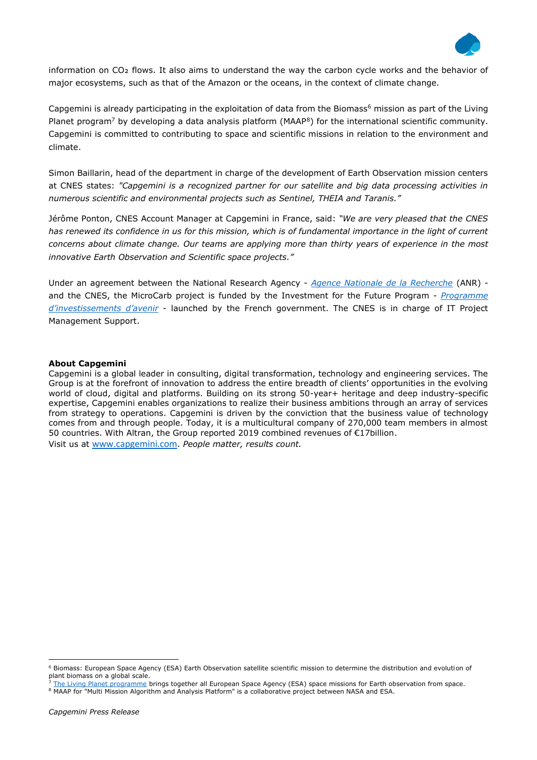information on $CO_2$ flows. It also aims to understand the way the carbon cycle works and the behavior of major ecosystems, such as that of the Amazon or the oceans, in the context of climate change.

Capgemini is already participating in the exploitation of data from the Biomass[6] mission as part of the Living Planet program[7] by developing a data analysis platform (MAAP[8]) for the international scientific community. Capgemini is committed to contributing to space and scientific missions in relation to the environment and climate.

Simon Baillarin, head of the department in charge of the development of Earth Observation mission centers at CNES states: *"Capgemini is a recognized partner for our satellite and big data processing activities in numerous scientific and environmental projects such as Sentinel, THEIA and Taranis."*

Jérôme Ponton, CNES Account Manager at Capgemini in France, said: *"We are very pleased that the CNES has renewed its confidence in us for this mission, which is of fundamental importance in the light of current concerns about climate change. Our teams are applying more than thirty years of experience in the most innovative Earth Observation and Scientific space projects."*

Under an agreement between the National Research Agency - *Agence Nationale de la Recherche* (ANR) - and the CNES, the MicroCarb project is funded by the Investment for the Future Program - *Programme d'investissements d'avenir* - launched by the French government. The CNES is in charge of IT Project Management Support.

**About Capgemini**

Capgemini is a global leader in consulting, digital transformation, technology and engineering services. The Group is at the forefront of innovation to address the entire breadth of clients' opportunities in the evolving world of cloud, digital and platforms. Building on its strong 50-year+ heritage and deep industry-specific expertise, Capgemini enables organizations to realize their business ambitions through an array of services from strategy to operations. Capgemini is driven by the conviction that the business value of technology comes from and through people. Today, it is a multicultural company of 270,000 team members in almost 50 countries. With Altran, the Group reported 2019 combined revenues of €17billion.

Visit us at www.capgemini.com. *People matter, results count.*

---

[6] Biomass: European Space Agency (ESA) Earth Observation satellite scientific mission to determine the distribution and evolution of plant biomass on a global scale.

[7] The Living Planet programme brings together all European Space Agency (ESA) space missions for Earth observation from space.

[8] MAAP for "Multi Mission Algorithm and Analysis Platform" is a collaborative project between NASA and ESA.